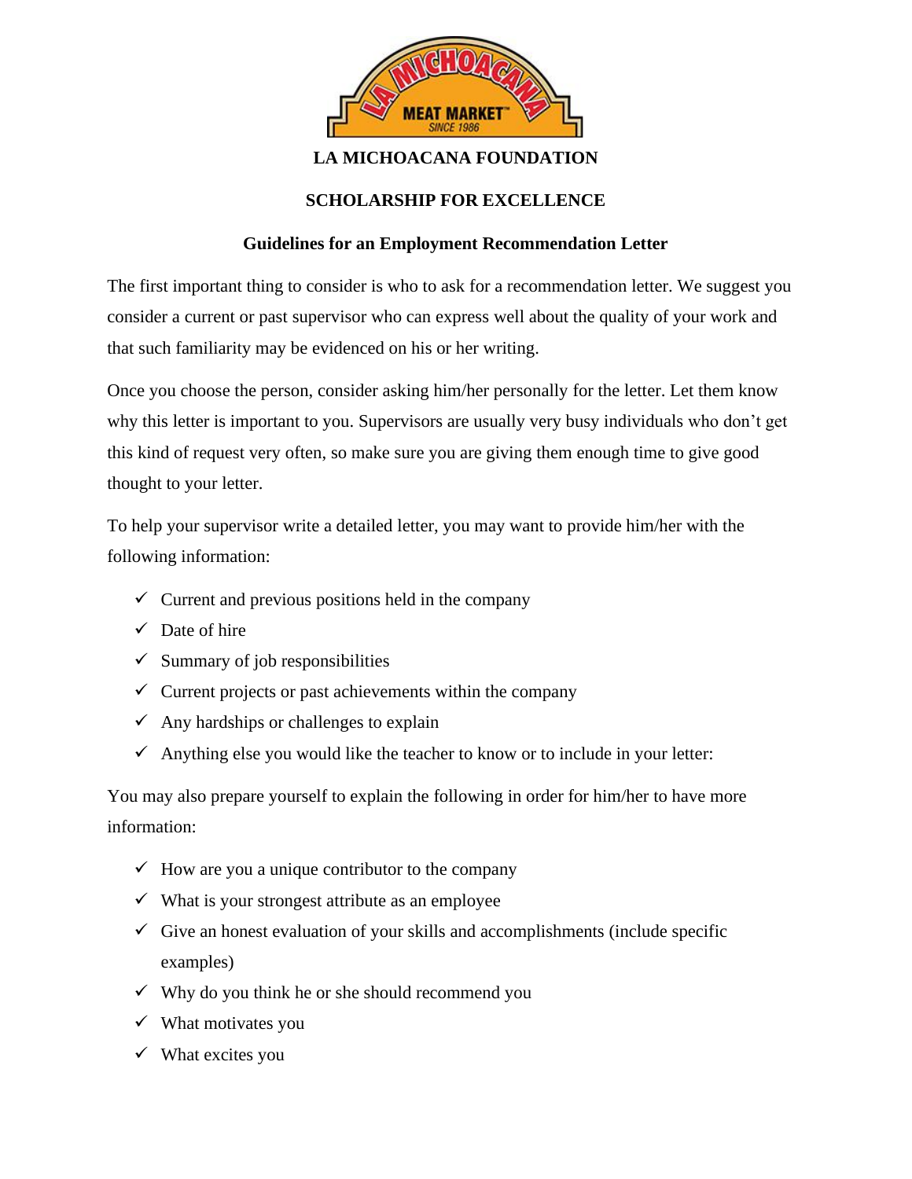# LA MICHOACANA FOUNDATION

## SCHOLARSHIP FOR EXCELLENCE

### Guidelines for an Employment Recommendation Letter

The first important thing to consider is who to ask for a recommendation letter. We suggest you consider a current or past supervisor who can express well about the quality of your work and that such familiarity may be evidenced on his or her writing.

Once you choose the person, consider asking him/her personally for the letter. Let them know why this letter is important to you. Supervisors are usually very busy individuals who don't get this kind of request very often, so make sure you are giving them enough time to give good thought to your letter.

To help your supervisor write a detailed letter, you may want to provide him/her with the following information:

- ✓ Current and previous positions held in the company
- ✓ Date of hire
- ✓ Summary of job responsibilities
- ✓ Current projects or past achievements within the company
- ✓ Any hardships or challenges to explain
- ✓ Anything else you would like the teacher to know or to include in your letter:

You may also prepare yourself to explain the following in order for him/her to have more information:

- ✓ How are you a unique contributor to the company
- ✓ What is your strongest attribute as an employee
- ✓ Give an honest evaluation of your skills and accomplishments (include specific examples)
- ✓ Why do you think he or she should recommend you
- ✓ What motivates you
- ✓ What excites you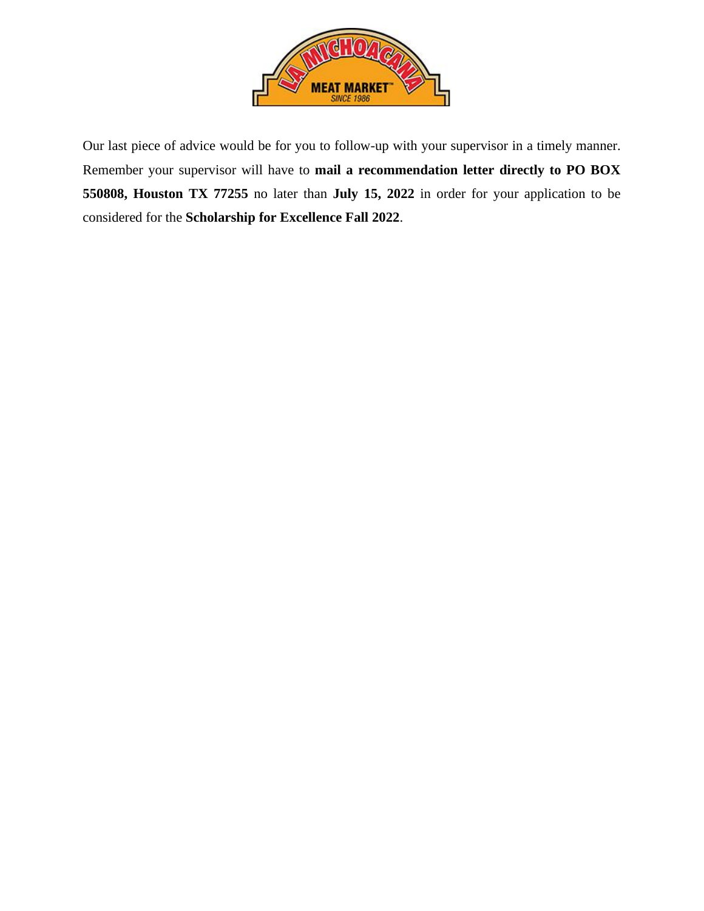Our last piece of advice would be for you to follow-up with your supervisor in a timely manner. Remember your supervisor will have to **mail a recommendation letter directly to PO BOX 550808, Houston TX 77255** no later than **July 15, 2022** in order for your application to be considered for the **Scholarship for Excellence Fall 2022**.